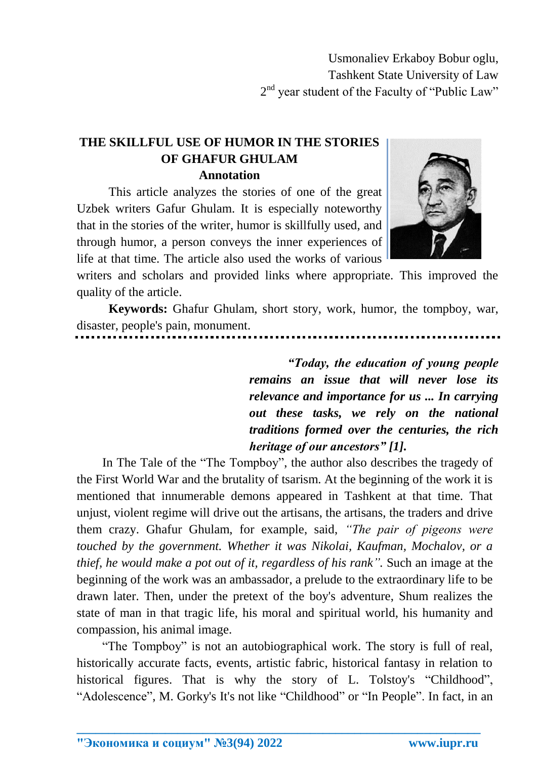Usmonaliev Erkaboy Bobur oglu,
Tashkent State University of Law
2nd year student of the Faculty of "Public Law"

# THE SKILLFUL USE OF HUMOR IN THE STORIES OF GHAFUR GHULAM

## Annotation

This article analyzes the stories of one of the great Uzbek writers Gafur Ghulam. It is especially noteworthy that in the stories of the writer, humor is skillfully used, and through humor, a person conveys the inner experiences of life at that time. The article also used the works of various writers and scholars and provided links where appropriate. This improved the quality of the article.

**Keywords:** Ghafur Ghulam, short story, work, humor, the tompboy, war, disaster, people's pain, monument.

***"Today, the education of young people remains an issue that will never lose its relevance and importance for us ... In carrying out these tasks, we rely on the national traditions formed over the centuries, the rich heritage of our ancestors" [1].***

In The Tale of the "The Tompboy", the author also describes the tragedy of the First World War and the brutality of tsarism. At the beginning of the work it is mentioned that innumerable demons appeared in Tashkent at that time. That unjust, violent regime will drive out the artisans, the artisans, the traders and drive them crazy. Ghafur Ghulam, for example, said, *"The pair of pigeons were touched by the government. Whether it was Nikolai, Kaufman, Mochalov, or a thief, he would make a pot out of it, regardless of his rank".* Such an image at the beginning of the work was an ambassador, a prelude to the extraordinary life to be drawn later. Then, under the pretext of the boy's adventure, Shum realizes the state of man in that tragic life, his moral and spiritual world, his humanity and compassion, his animal image.

"The Tompboy" is not an autobiographical work. The story is full of real, historically accurate facts, events, artistic fabric, historical fantasy in relation to historical figures. That is why the story of L. Tolstoy's "Childhood", "Adolescence", M. Gorky's It's not like "Childhood" or "In People". In fact, in an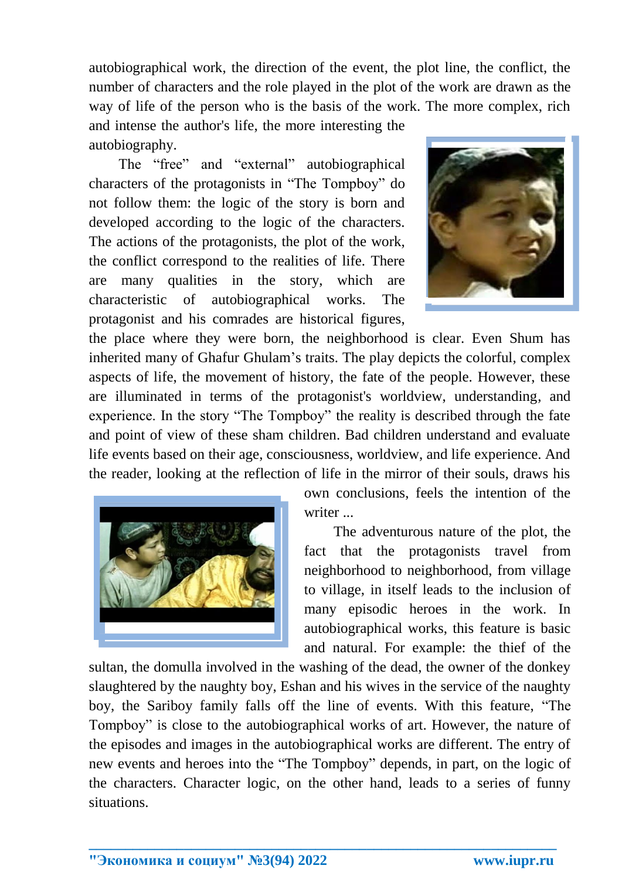autobiographical work, the direction of the event, the plot line, the conflict, the number of characters and the role played in the plot of the work are drawn as the way of life of the person who is the basis of the work. The more complex, rich and intense the author's life, the more interesting the autobiography.

The “free” and “external” autobiographical characters of the protagonists in “The Tompboy” do not follow them: the logic of the story is born and developed according to the logic of the characters. The actions of the protagonists, the plot of the work, the conflict correspond to the realities of life. There are many qualities in the story, which are characteristic of autobiographical works. The protagonist and his comrades are historical figures, the place where they were born, the neighborhood is clear. Even Shum has inherited many of Ghafur Ghulam’s traits. The play depicts the colorful, complex aspects of life, the movement of history, the fate of the people. However, these are illuminated in terms of the protagonist's worldview, understanding, and experience. In the story “The Tompboy” the reality is described through the fate and point of view of these sham children. Bad children understand and evaluate life events based on their age, consciousness, worldview, and life experience. And the reader, looking at the reflection of life in the mirror of their souls, draws his own conclusions, feels the intention of the writer ...

The adventurous nature of the plot, the fact that the protagonists travel from neighborhood to neighborhood, from village to village, in itself leads to the inclusion of many episodic heroes in the work. In autobiographical works, this feature is basic and natural. For example: the thief of the sultan, the domulla involved in the washing of the dead, the owner of the donkey slaughtered by the naughty boy, Eshan and his wives in the service of the naughty boy, the Sariboy family falls off the line of events. With this feature, “The Tompboy” is close to the autobiographical works of art. However, the nature of the episodes and images in the autobiographical works are different. The entry of new events and heroes into the “The Tompboy” depends, in part, on the logic of the characters. Character logic, on the other hand, leads to a series of funny situations.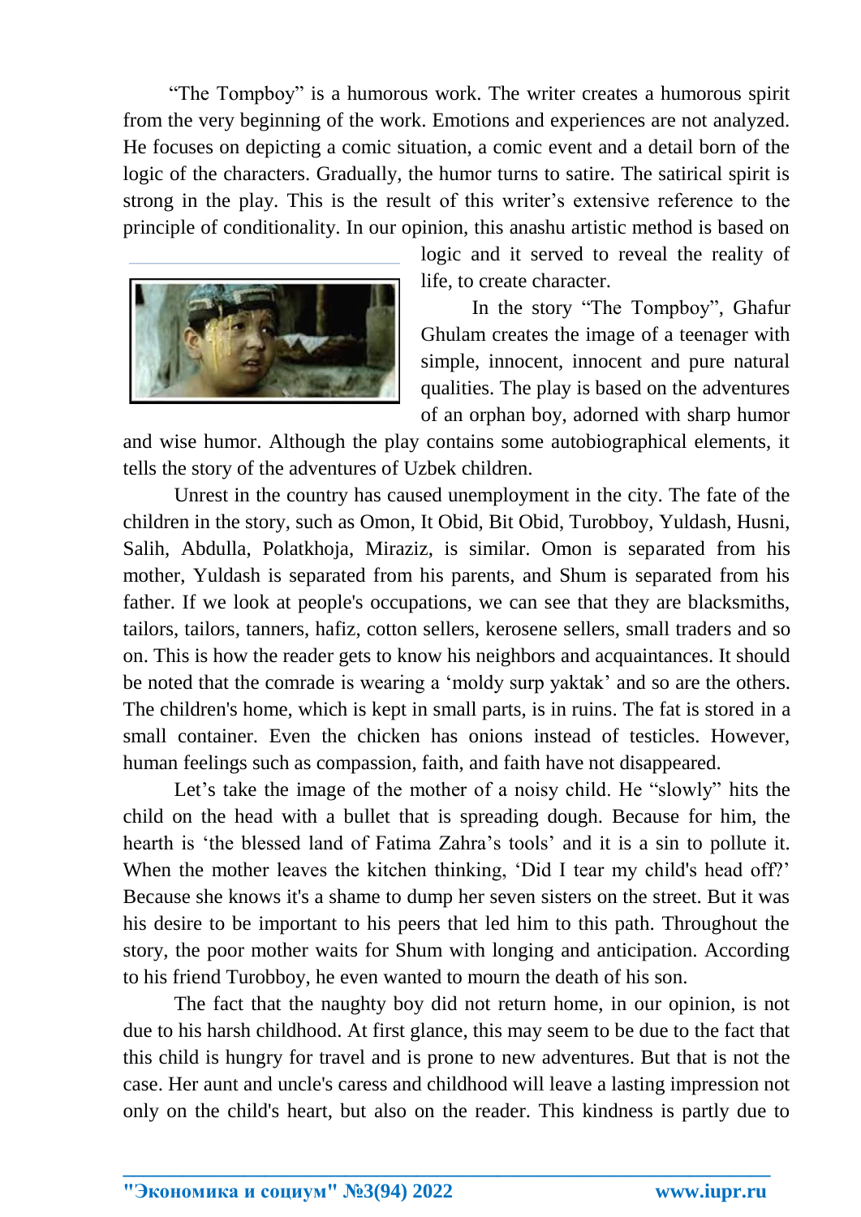"The Tompboy" is a humorous work. The writer creates a humorous spirit from the very beginning of the work. Emotions and experiences are not analyzed. He focuses on depicting a comic situation, a comic event and a detail born of the logic of the characters. Gradually, the humor turns to satire. The satirical spirit is strong in the play. This is the result of this writer's extensive reference to the principle of conditionality. In our opinion, this anashu artistic method is based on logic and it served to reveal the reality of life, to create character.

In the story "The Tompboy", Ghafur Ghulam creates the image of a teenager with simple, innocent, innocent and pure natural qualities. The play is based on the adventures of an orphan boy, adorned with sharp humor and wise humor. Although the play contains some autobiographical elements, it tells the story of the adventures of Uzbek children.

Unrest in the country has caused unemployment in the city. The fate of the children in the story, such as Omon, It Obid, Bit Obid, Turobboy, Yuldash, Husni, Salih, Abdulla, Polatkhoja, Miraziz, is similar. Omon is separated from his mother, Yuldash is separated from his parents, and Shum is separated from his father. If we look at people's occupations, we can see that they are blacksmiths, tailors, tailors, tanners, hafiz, cotton sellers, kerosene sellers, small traders and so on. This is how the reader gets to know his neighbors and acquaintances. It should be noted that the comrade is wearing a 'moldy surp yaktak' and so are the others. The children's home, which is kept in small parts, is in ruins. The fat is stored in a small container. Even the chicken has onions instead of testicles. However, human feelings such as compassion, faith, and faith have not disappeared.

Let's take the image of the mother of a noisy child. He "slowly" hits the child on the head with a bullet that is spreading dough. Because for him, the hearth is 'the blessed land of Fatima Zahra's tools' and it is a sin to pollute it. When the mother leaves the kitchen thinking, 'Did I tear my child's head off?' Because she knows it's a shame to dump her seven sisters on the street. But it was his desire to be important to his peers that led him to this path. Throughout the story, the poor mother waits for Shum with longing and anticipation. According to his friend Turobboy, he even wanted to mourn the death of his son.

The fact that the naughty boy did not return home, in our opinion, is not due to his harsh childhood. At first glance, this may seem to be due to the fact that this child is hungry for travel and is prone to new adventures. But that is not the case. Her aunt and uncle's caress and childhood will leave a lasting impression not only on the child's heart, but also on the reader. This kindness is partly due to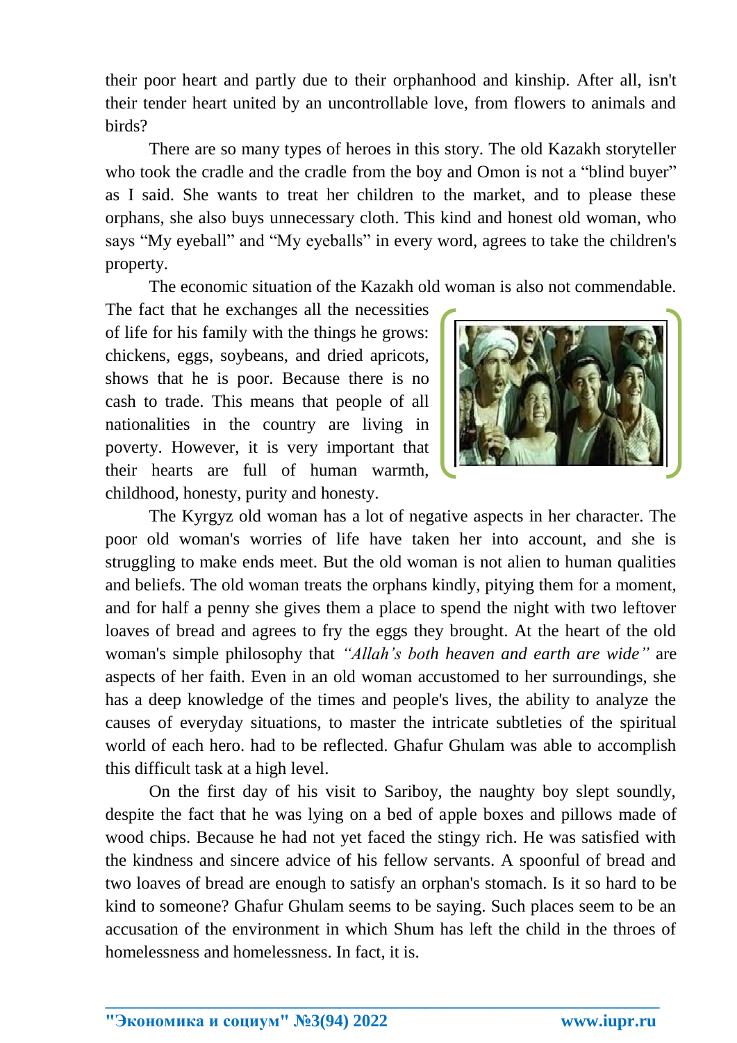their poor heart and partly due to their orphanhood and kinship. After all, isn't their tender heart united by an uncontrollable love, from flowers to animals and birds?

There are so many types of heroes in this story. The old Kazakh storyteller who took the cradle and the cradle from the boy and Omon is not a "blind buyer" as I said. She wants to treat her children to the market, and to please these orphans, she also buys unnecessary cloth. This kind and honest old woman, who says "My eyeball" and "My eyeballs" in every word, agrees to take the children's property.

The economic situation of the Kazakh old woman is also not commendable. The fact that he exchanges all the necessities of life for his family with the things he grows: chickens, eggs, soybeans, and dried apricots, shows that he is poor. Because there is no cash to trade. This means that people of all nationalities in the country are living in poverty. However, it is very important that their hearts are full of human warmth, childhood, honesty, purity and honesty.

The Kyrgyz old woman has a lot of negative aspects in her character. The poor old woman's worries of life have taken her into account, and she is struggling to make ends meet. But the old woman is not alien to human qualities and beliefs. The old woman treats the orphans kindly, pitying them for a moment, and for half a penny she gives them a place to spend the night with two leftover loaves of bread and agrees to fry the eggs they brought. At the heart of the old woman's simple philosophy that *"Allah's both heaven and earth are wide"* are aspects of her faith. Even in an old woman accustomed to her surroundings, she has a deep knowledge of the times and people's lives, the ability to analyze the causes of everyday situations, to master the intricate subtleties of the spiritual world of each hero. had to be reflected. Ghafur Ghulam was able to accomplish this difficult task at a high level.

On the first day of his visit to Sariboy, the naughty boy slept soundly, despite the fact that he was lying on a bed of apple boxes and pillows made of wood chips. Because he had not yet faced the stingy rich. He was satisfied with the kindness and sincere advice of his fellow servants. A spoonful of bread and two loaves of bread are enough to satisfy an orphan's stomach. Is it so hard to be kind to someone? Ghafur Ghulam seems to be saying. Such places seem to be an accusation of the environment in which Shum has left the child in the throes of homelessness and homelessness. In fact, it is.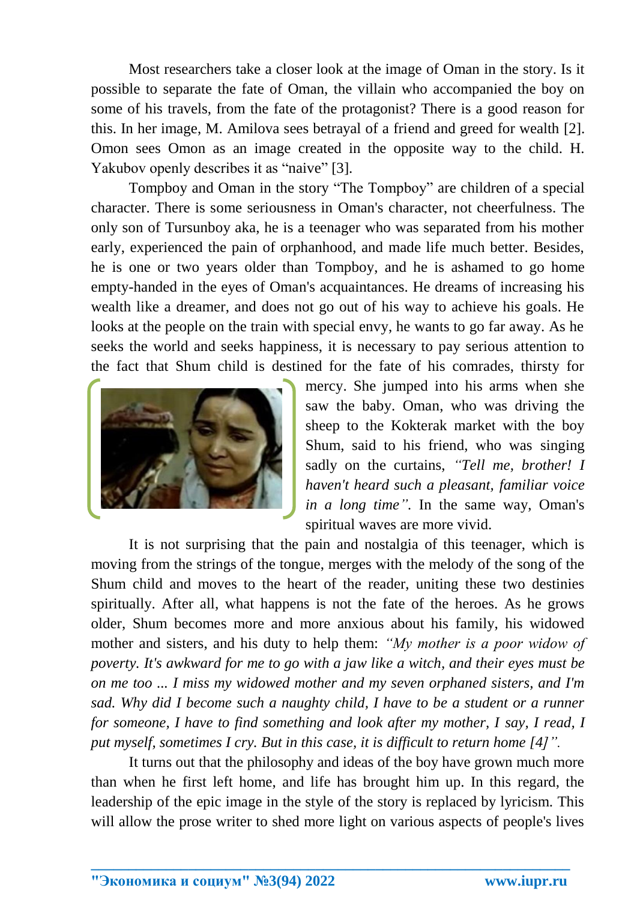Most researchers take a closer look at the image of Oman in the story. Is it possible to separate the fate of Oman, the villain who accompanied the boy on some of his travels, from the fate of the protagonist? There is a good reason for this. In her image, M. Amilova sees betrayal of a friend and greed for wealth [2]. Omon sees Omon as an image created in the opposite way to the child. H. Yakubov openly describes it as "naive" [3].

Tompboy and Oman in the story "The Tompboy" are children of a special character. There is some seriousness in Oman's character, not cheerfulness. The only son of Tursunboy aka, he is a teenager who was separated from his mother early, experienced the pain of orphanhood, and made life much better. Besides, he is one or two years older than Tompboy, and he is ashamed to go home empty-handed in the eyes of Oman's acquaintances. He dreams of increasing his wealth like a dreamer, and does not go out of his way to achieve his goals. He looks at the people on the train with special envy, he wants to go far away. As he seeks the world and seeks happiness, it is necessary to pay serious attention to the fact that Shum child is destined for the fate of his comrades, thirsty for mercy. She jumped into his arms when she saw the baby. Oman, who was driving the sheep to the Kokterak market with the boy Shum, said to his friend, who was singing sadly on the curtains, *"Tell me, brother! I haven't heard such a pleasant, familiar voice in a long time".* In the same way, Oman's spiritual waves are more vivid.

It is not surprising that the pain and nostalgia of this teenager, which is moving from the strings of the tongue, merges with the melody of the song of the Shum child and moves to the heart of the reader, uniting these two destinies spiritually. After all, what happens is not the fate of the heroes. As he grows older, Shum becomes more and more anxious about his family, his widowed mother and sisters, and his duty to help them: *"My mother is a poor widow of poverty. It's awkward for me to go with a jaw like a witch, and their eyes must be on me too ... I miss my widowed mother and my seven orphaned sisters, and I'm sad. Why did I become such a naughty child, I have to be a student or a runner for someone, I have to find something and look after my mother, I say, I read, I put myself, sometimes I cry. But in this case, it is difficult to return home [4]".*

It turns out that the philosophy and ideas of the boy have grown much more than when he first left home, and life has brought him up. In this regard, the leadership of the epic image in the style of the story is replaced by lyricism. This will allow the prose writer to shed more light on various aspects of people's lives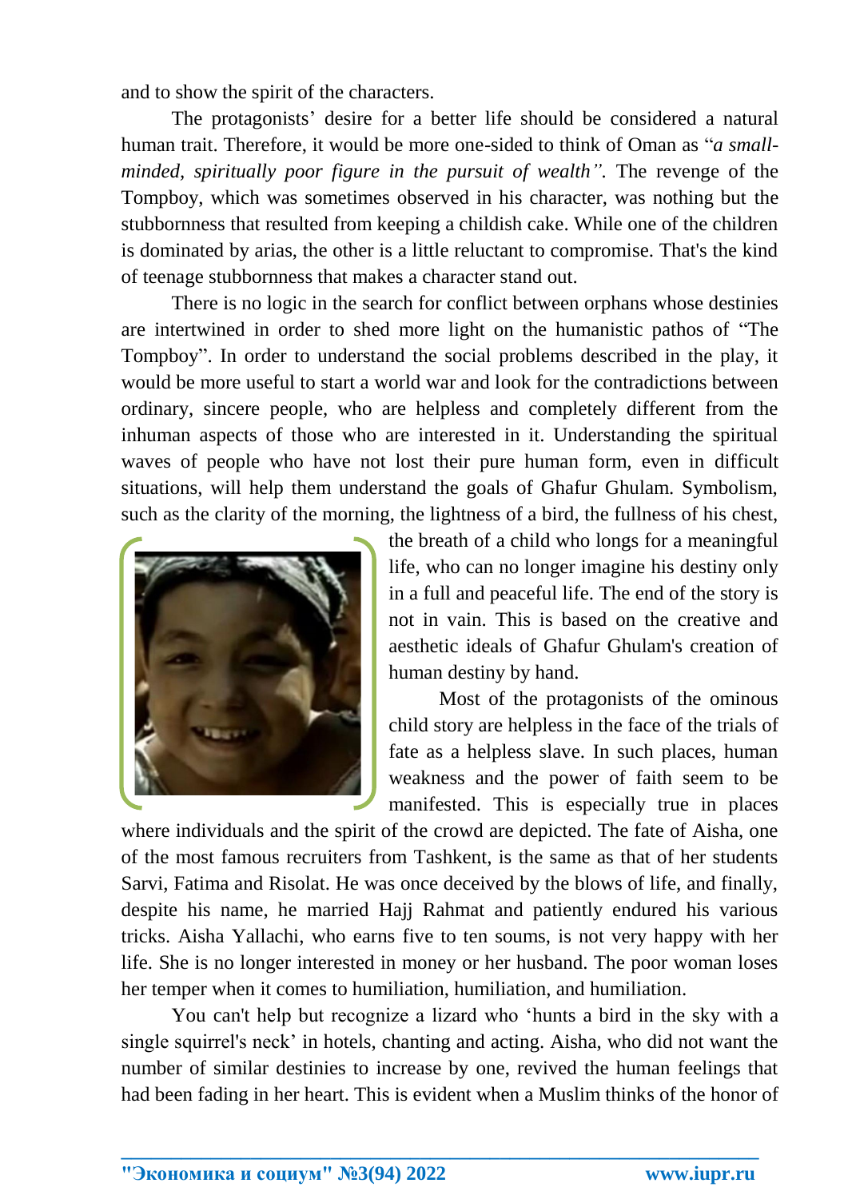and to show the spirit of the characters.

The protagonists' desire for a better life should be considered a natural human trait. Therefore, it would be more one-sided to think of Oman as "*a small-minded, spiritually poor figure in the pursuit of wealth"*. The revenge of the Tompboy, which was sometimes observed in his character, was nothing but the stubbornness that resulted from keeping a childish cake. While one of the children is dominated by arias, the other is a little reluctant to compromise. That's the kind of teenage stubbornness that makes a character stand out.

There is no logic in the search for conflict between orphans whose destinies are intertwined in order to shed more light on the humanistic pathos of "The Tompboy". In order to understand the social problems described in the play, it would be more useful to start a world war and look for the contradictions between ordinary, sincere people, who are helpless and completely different from the inhuman aspects of those who are interested in it. Understanding the spiritual waves of people who have not lost their pure human form, even in difficult situations, will help them understand the goals of Ghafur Ghulam. Symbolism, such as the clarity of the morning, the lightness of a bird, the fullness of his chest, the breath of a child who longs for a meaningful life, who can no longer imagine his destiny only in a full and peaceful life. The end of the story is not in vain. This is based on the creative and aesthetic ideals of Ghafur Ghulam's creation of human destiny by hand.

Most of the protagonists of the ominous child story are helpless in the face of the trials of fate as a helpless slave. In such places, human weakness and the power of faith seem to be manifested. This is especially true in places where individuals and the spirit of the crowd are depicted. The fate of Aisha, one of the most famous recruiters from Tashkent, is the same as that of her students Sarvi, Fatima and Risolat. He was once deceived by the blows of life, and finally, despite his name, he married Hajj Rahmat and patiently endured his various tricks. Aisha Yallachi, who earns five to ten soums, is not very happy with her life. She is no longer interested in money or her husband. The poor woman loses her temper when it comes to humiliation, humiliation, and humiliation.

You can't help but recognize a lizard who 'hunts a bird in the sky with a single squirrel's neck' in hotels, chanting and acting. Aisha, who did not want the number of similar destinies to increase by one, revived the human feelings that had been fading in her heart. This is evident when a Muslim thinks of the honor of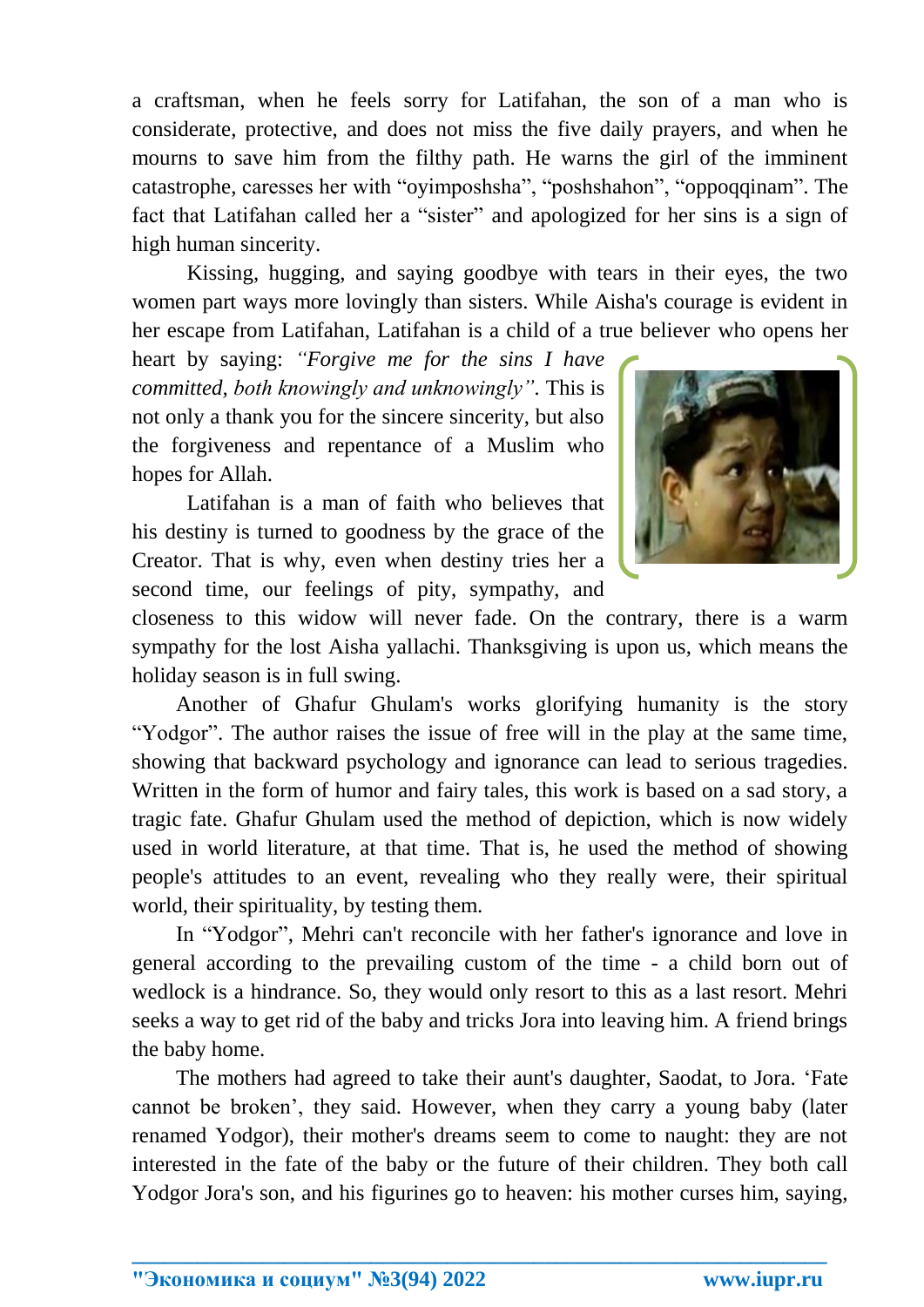a craftsman, when he feels sorry for Latifahan, the son of a man who is considerate, protective, and does not miss the five daily prayers, and when he mourns to save him from the filthy path. He warns the girl of the imminent catastrophe, caresses her with "oyimposhsha", "poshshahon", "oppoqqinam". The fact that Latifahan called her a "sister" and apologized for her sins is a sign of high human sincerity.

Kissing, hugging, and saying goodbye with tears in their eyes, the two women part ways more lovingly than sisters. While Aisha's courage is evident in her escape from Latifahan, Latifahan is a child of a true believer who opens her heart by saying: *"Forgive me for the sins I have committed, both knowingly and unknowingly"*. This is not only a thank you for the sincere sincerity, but also the forgiveness and repentance of a Muslim who hopes for Allah.

Latifahan is a man of faith who believes that his destiny is turned to goodness by the grace of the Creator. That is why, even when destiny tries her a second time, our feelings of pity, sympathy, and closeness to this widow will never fade. On the contrary, there is a warm sympathy for the lost Aisha yallachi. Thanksgiving is upon us, which means the holiday season is in full swing.

Another of Ghafur Ghulam's works glorifying humanity is the story "Yodgor". The author raises the issue of free will in the play at the same time, showing that backward psychology and ignorance can lead to serious tragedies. Written in the form of humor and fairy tales, this work is based on a sad story, a tragic fate. Ghafur Ghulam used the method of depiction, which is now widely used in world literature, at that time. That is, he used the method of showing people's attitudes to an event, revealing who they really were, their spiritual world, their spirituality, by testing them.

In "Yodgor", Mehri can't reconcile with her father's ignorance and love in general according to the prevailing custom of the time - a child born out of wedlock is a hindrance. So, they would only resort to this as a last resort. Mehri seeks a way to get rid of the baby and tricks Jora into leaving him. A friend brings the baby home.

The mothers had agreed to take their aunt's daughter, Saodat, to Jora. 'Fate cannot be broken', they said. However, when they carry a young baby (later renamed Yodgor), their mother's dreams seem to come to naught: they are not interested in the fate of the baby or the future of their children. They both call Yodgor Jora's son, and his figurines go to heaven: his mother curses him, saying,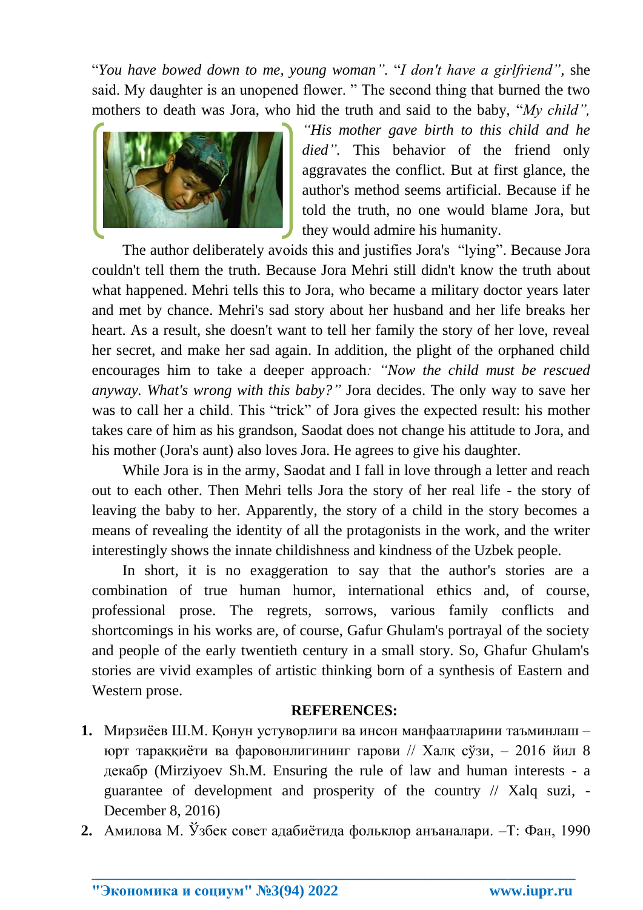"*You have bowed down to me, young woman*". "*I don't have a girlfriend*", she said. My daughter is an unopened flower. " The second thing that burned the two mothers to death was Jora, who hid the truth and said to the baby, "*My child*", *"His mother gave birth to this child and he died".* This behavior of the friend only aggravates the conflict. But at first glance, the author's method seems artificial. Because if he told the truth, no one would blame Jora, but they would admire his humanity.

The author deliberately avoids this and justifies Jora's "lying". Because Jora couldn't tell them the truth. Because Jora Mehri still didn't know the truth about what happened. Mehri tells this to Jora, who became a military doctor years later and met by chance. Mehri's sad story about her husband and her life breaks her heart. As a result, she doesn't want to tell her family the story of her love, reveal her secret, and make her sad again. In addition, the plight of the orphaned child encourages him to take a deeper approach*: "Now the child must be rescued anyway. What's wrong with this baby?"* Jora decides. The only way to save her was to call her a child. This "trick" of Jora gives the expected result: his mother takes care of him as his grandson, Saodat does not change his attitude to Jora, and his mother (Jora's aunt) also loves Jora. He agrees to give his daughter.

While Jora is in the army, Saodat and I fall in love through a letter and reach out to each other. Then Mehri tells Jora the story of her real life - the story of leaving the baby to her. Apparently, the story of a child in the story becomes a means of revealing the identity of all the protagonists in the work, and the writer interestingly shows the innate childishness and kindness of the Uzbek people.

In short, it is no exaggeration to say that the author's stories are a combination of true human humor, international ethics and, of course, professional prose. The regrets, sorrows, various family conflicts and shortcomings in his works are, of course, Gafur Ghulam's portrayal of the society and people of the early twentieth century in a small story. So, Ghafur Ghulam's stories are vivid examples of artistic thinking born of a synthesis of Eastern and Western prose.

## REFERENCES:

1. Мирзиёев Ш.М. Қонун устуворлиги ва инсон манфаатларини таъминлаш – юрт тараққиёти ва фаровонлигининг гарови // Халқ сўзи, – 2016 йил 8 декабр (Mirziyoev Sh.M. Ensuring the rule of law and human interests - a guarantee of development and prosperity of the country // Xalq suzi, - December 8, 2016)
2. Амилова М. Ўзбек совет адабиётида фольклор анъаналари. –Т: Фан, 1990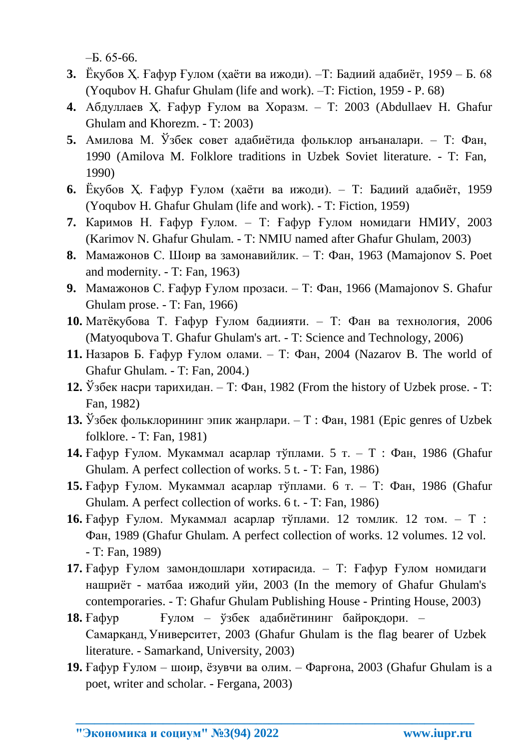–Б. 65-66.

3. Ёқубов Ҳ. Ғафур Ғулом (ҳаёти ва ижоди). –Т: Бадиий адабиёт, 1959 – Б. 68 (Yoqubov H. Ghafur Ghulam (life and work). –T: Fiction, 1959 - P. 68)
4. Абдуллаев Ҳ. Ғафур Ғулом ва Хоразм. – Т: 2003 (Abdullaev H. Ghafur Ghulam and Khorezm. - T: 2003)
5. Амилова М. Ўзбек совет адабиётида фольклор анъаналари. – Т: Фан, 1990 (Amilova M. Folklore traditions in Uzbek Soviet literature. - T: Fan, 1990)
6. Ёқубов Ҳ. Ғафур Ғулом (ҳаёти ва ижоди). – Т: Бадиий адабиёт, 1959 (Yoqubov H. Ghafur Ghulam (life and work). - T: Fiction, 1959)
7. Каримов Н. Ғафур Ғулом. – Т: Ғафур Ғулом номидаги НМИУ, 2003 (Karimov N. Ghafur Ghulam. - T: NMIU named after Ghafur Ghulam, 2003)
8. Мамажонов С. Шоир ва замонавийлик. – Т: Фан, 1963 (Mamajonov S. Poet and modernity. - T: Fan, 1963)
9. Мамажонов С. Ғафур Ғулом прозаси. – Т: Фан, 1966 (Mamajonov S. Ghafur Ghulam prose. - T: Fan, 1966)
10. Матёқубова Т. Ғафур Ғулом бадиияти. – Т: Фан ва технология, 2006 (Matyoqubova T. Ghafur Ghulam's art. - T: Science and Technology, 2006)
11. Назаров Б. Ғафур Ғулом олами. – Т: Фан, 2004 (Nazarov B. The world of Ghafur Ghulam. - T: Fan, 2004.)
12. Ўзбек насри тарихидан. – Т: Фан, 1982 (From the history of Uzbek prose. - T: Fan, 1982)
13. Ўзбек фольклорининг эпик жанрлари. – Т : Фан, 1981 (Epic genres of Uzbek folklore. - T: Fan, 1981)
14. Ғафур Ғулом. Мукаммал асарлар тўплами. 5 т. – Т : Фан, 1986 (Ghafur Ghulam. A perfect collection of works. 5 t. - T: Fan, 1986)
15. Ғафур Ғулом. Мукаммал асарлар тўплами. 6 т. – Т: Фан, 1986 (Ghafur Ghulam. A perfect collection of works. 6 t. - T: Fan, 1986)
16. Ғафур Ғулом. Мукаммал асарлар тўплами. 12 томлик. 12 том. – Т : Фан, 1989 (Ghafur Ghulam. A perfect collection of works. 12 volumes. 12 vol. - T: Fan, 1989)
17. Ғафур Ғулом замондошлари хотирасида. – Т: Ғафур Ғулом номидаги нашриёт - матбаа ижодий уйи, 2003 (In the memory of Ghafur Ghulam's contemporaries. - T: Ghafur Ghulam Publishing House - Printing House, 2003)
18. Ғафур Ғулом – ўзбек адабиётининг байроқдори. – Самарқанд, Университет, 2003 (Ghafur Ghulam is the flag bearer of Uzbek literature. - Samarkand, University, 2003)
19. Ғафур Ғулом – шоир, ёзувчи ва олим. – Фарғона, 2003 (Ghafur Ghulam is a poet, writer and scholar. - Fergana, 2003)